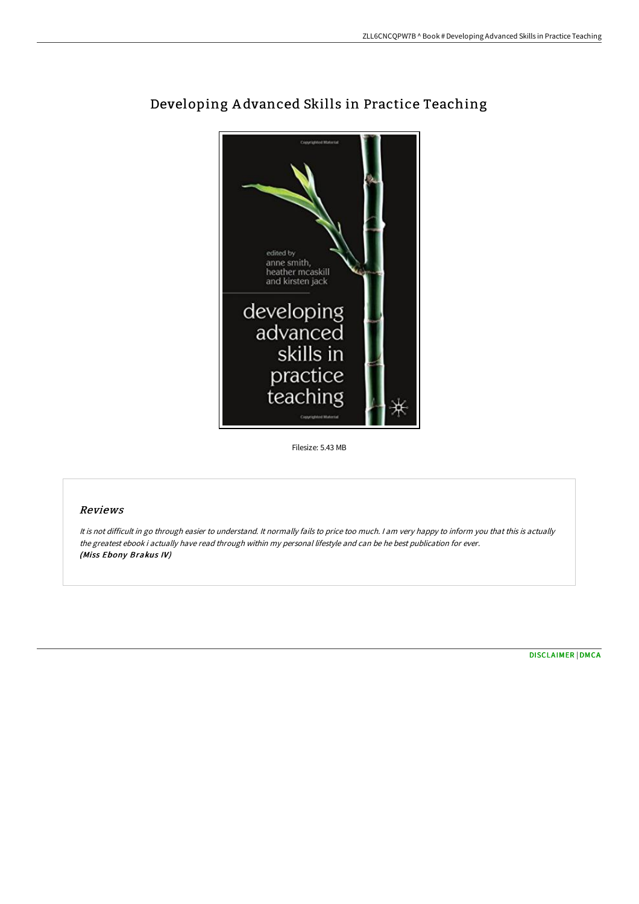# Developing Advanced Skills in Practice Teaching

Filesize: 5.43 MB

## Reviews

*It is not difficult in go through easier to understand. It normally fails to price too much. I am very happy to inform you that this is actually the greatest ebook i actually have read through within my personal lifestyle and can be he best publication for ever.*
***(Miss Ebony Brakus IV)***

[DISCLAIMER](#) | [DMCA](#)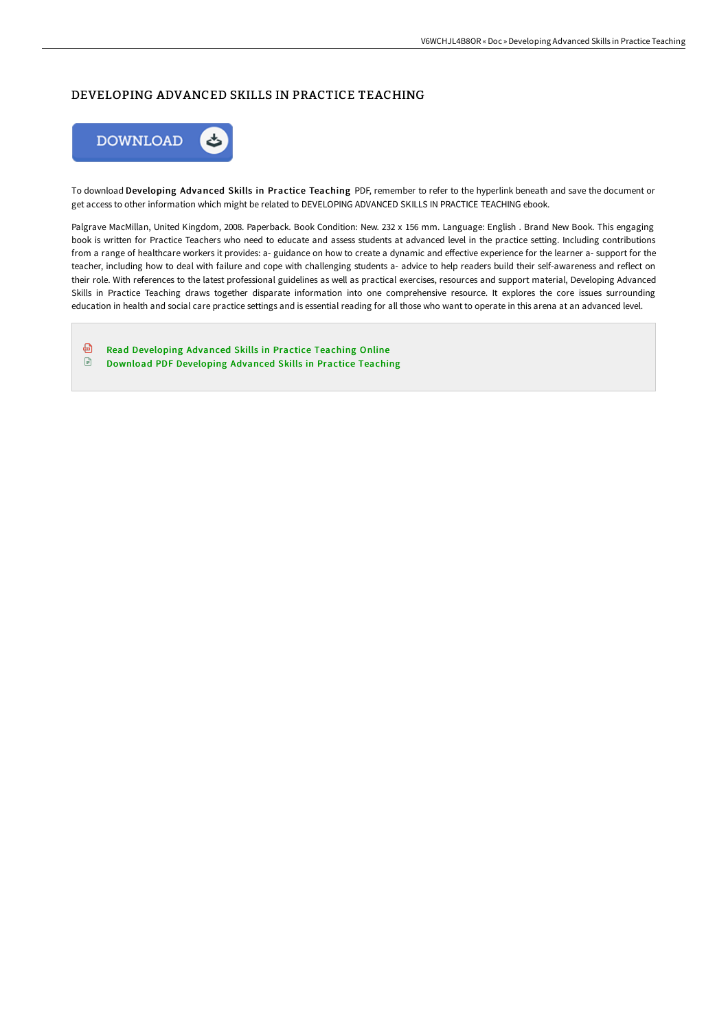# DEVELOPING ADVANCED SKILLS IN PRACTICE TEACHING

DOWNLOAD

To download **Developing Advanced Skills in Practice Teaching** PDF, remember to refer to the hyperlink beneath and save the document or get access to other information which might be related to DEVELOPING ADVANCED SKILLS IN PRACTICE TEACHING ebook.

Palgrave MacMillan, United Kingdom, 2008. Paperback. Book Condition: New. 232 x 156 mm. Language: English . Brand New Book. This engaging book is written for Practice Teachers who need to educate and assess students at advanced level in the practice setting. Including contributions from a range of healthcare workers it provides: a- guidance on how to create a dynamic and effective experience for the learner a- support for the teacher, including how to deal with failure and cope with challenging students a- advice to help readers build their self-awareness and reflect on their role. With references to the latest professional guidelines as well as practical exercises, resources and support material, Developing Advanced Skills in Practice Teaching draws together disparate information into one comprehensive resource. It explores the core issues surrounding education in health and social care practice settings and is essential reading for all those who want to operate in this arena at an advanced level.

- Read Developing Advanced Skills in Practice Teaching Online
- Download PDF Developing Advanced Skills in Practice Teaching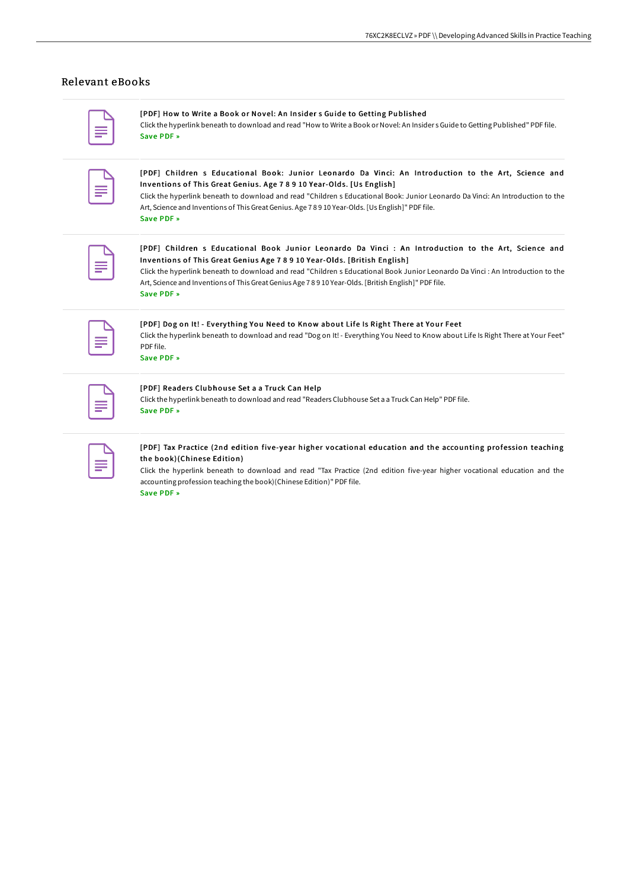## Relevant eBooks

[PDF] How to Write a Book or Novel: An Insider s Guide to Getting Published

Click the hyperlink beneath to download and read "How to Write a Book or Novel: An Insider s Guide to Getting Published" PDF file.

Save PDF »

[PDF] Children s Educational Book: Junior Leonardo Da Vinci: An Introduction to the Art, Science and Inventions of This Great Genius. Age 7 8 9 10 Year-Olds. [Us English]

Click the hyperlink beneath to download and read "Children s Educational Book: Junior Leonardo Da Vinci: An Introduction to the Art, Science and Inventions of This Great Genius. Age 7 8 9 10 Year-Olds. [Us English]" PDF file.

Save PDF »

[PDF] Children s Educational Book Junior Leonardo Da Vinci : An Introduction to the Art, Science and Inventions of This Great Genius Age 7 8 9 10 Year-Olds. [British English]

Click the hyperlink beneath to download and read "Children s Educational Book Junior Leonardo Da Vinci : An Introduction to the Art, Science and Inventions of This Great Genius Age 7 8 9 10 Year-Olds. [British English]" PDF file.

Save PDF »

[PDF] Dog on It! - Everything You Need to Know about Life Is Right There at Your Feet

Click the hyperlink beneath to download and read "Dog on It! - Everything You Need to Know about Life Is Right There at Your Feet" PDF file.

Save PDF »

[PDF] Readers Clubhouse Set a a Truck Can Help

Click the hyperlink beneath to download and read "Readers Clubhouse Set a a Truck Can Help" PDF file.

Save PDF »

[PDF] Tax Practice (2nd edition five-year higher vocational education and the accounting profession teaching the book)(Chinese Edition)

Click the hyperlink beneath to download and read "Tax Practice (2nd edition five-year higher vocational education and the accounting profession teaching the book)(Chinese Edition)" PDF file.

Save PDF »